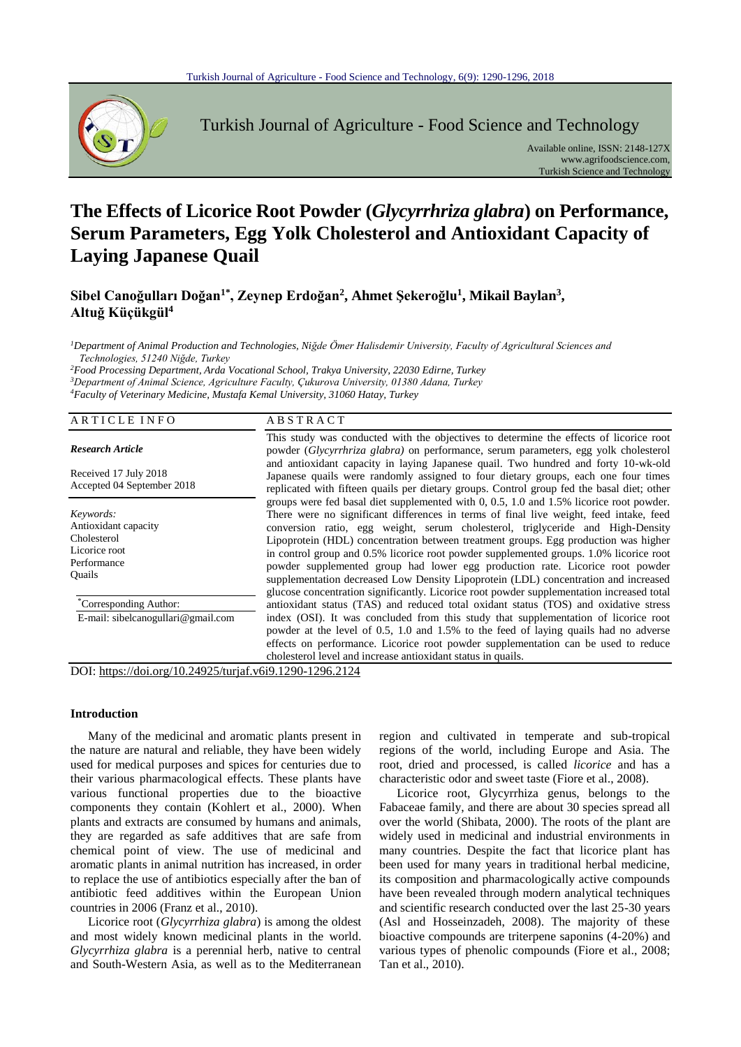# The Effects of Licorice Root Powder (*Glycyrrhiza glabra*) on Performance, Serum Parameters, Egg Yolk Cholesterol and Antioxidant Capacity of Laying Japanese Quail

**Sibel Canoğulları Doğan[1*], Zeynep Erdoğan[2], Ahmet Şekeroğlu[1], Mikail Baylan[3], Altuğ Küçükgül[4]**

[1]*Department of Animal Production and Technologies, Niğde Ömer Halisdemir University, Faculty of Agricultural Sciences and Technologies, 51240 Niğde, Turkey*
[2]*Food Processing Department, Arda Vocational School, Trakya University, 22030 Edirne, Turkey*
[3]*Department of Animal Science, Agriculture Faculty, Çukurova University, 01380 Adana, Turkey*
[4]*Faculty of Veterinary Medicine, Mustafa Kemal University, 31060 Hatay, Turkey*

ARTICLE INFO

*Research Article*

Received 17 July 2018
Accepted 04 September 2018

*Keywords:*
Antioxidant capacity
Cholesterol
Licorice root
Performance
Quails

[*]Corresponding Author:
E-mail: sibelcanogullari@gmail.com

ABSTRACT

This study was conducted with the objectives to determine the effects of licorice root powder (*Glycyrrhiza glabra)* on performance, serum parameters, egg yolk cholesterol and antioxidant capacity in laying Japanese quail. Two hundred and forty 10-wk-old Japanese quails were randomly assigned to four dietary groups, each one four times replicated with fifteen quails per dietary groups. Control group fed the basal diet; other groups were fed basal diet supplemented with 0, 0.5, 1.0 and 1.5% licorice root powder. There were no significant differences in terms of final live weight, feed intake, feed conversion ratio, egg weight, serum cholesterol, triglyceride and High-Density Lipoprotein (HDL) concentration between treatment groups. Egg production was higher in control group and 0.5% licorice root powder supplemented groups. 1.0% licorice root powder supplemented group had lower egg production rate. Licorice root powder supplementation decreased Low Density Lipoprotein (LDL) concentration and increased glucose concentration significantly. Licorice root powder supplementation increased total antioxidant status (TAS) and reduced total oxidant status (TOS) and oxidative stress index (OSI). It was concluded from this study that supplementation of licorice root powder at the level of 0.5, 1.0 and 1.5% to the feed of laying quails had no adverse effects on performance. Licorice root powder supplementation can be used to reduce cholesterol level and increase antioxidant status in quails.

DOI: https://doi.org/10.24925/turjaf.v6i9.1290-1296.2124

## Introduction

Many of the medicinal and aromatic plants present in the nature are natural and reliable, they have been widely used for medical purposes and spices for centuries due to their various pharmacological effects. These plants have various functional properties due to the bioactive components they contain (Kohlert et al., 2000). When plants and extracts are consumed by humans and animals, they are regarded as safe additives that are safe from chemical point of view. The use of medicinal and aromatic plants in animal nutrition has increased, in order to replace the use of antibiotics especially after the ban of antibiotic feed additives within the European Union countries in 2006 (Franz et al., 2010).

Licorice root (*Glycyrrhiza glabra*) is among the oldest and most widely known medicinal plants in the world. *Glycyrrhiza glabra* is a perennial herb, native to central and South-Western Asia, as well as to the Mediterranean region and cultivated in temperate and sub-tropical regions of the world, including Europe and Asia. The root, dried and processed, is called *licorice* and has a characteristic odor and sweet taste (Fiore et al., 2008).

Licorice root, Glycyrrhiza genus, belongs to the Fabaceae family, and there are about 30 species spread all over the world (Shibata, 2000). The roots of the plant are widely used in medicinal and industrial environments in many countries. Despite the fact that licorice plant has been used for many years in traditional herbal medicine, its composition and pharmacologically active compounds have been revealed through modern analytical techniques and scientific research conducted over the last 25-30 years (Asl and Hosseinzadeh, 2008). The majority of these bioactive compounds are triterpene saponins (4-20%) and various types of phenolic compounds (Fiore et al., 2008; Tan et al., 2010).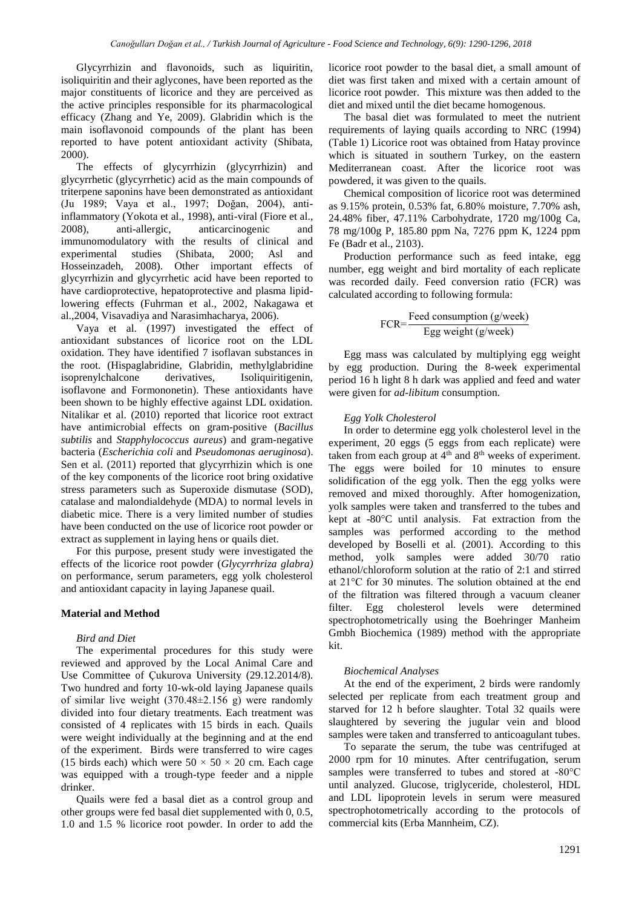Glycyrrhizin and flavonoids, such as liquiritin, isoliquiritin and their aglycones, have been reported as the major constituents of licorice and they are perceived as the active principles responsible for its pharmacological efficacy (Zhang and Ye, 2009). Glabridin which is the main isoflavonoid compounds of the plant has been reported to have potent antioxidant activity (Shibata, 2000).

The effects of glycyrrhizin (glycyrrhizin) and glycyrrhetic (glycyrrhetic) acid as the main compounds of triterpene saponins have been demonstrated as antioxidant (Ju 1989; Vaya et al., 1997; Doğan, 2004), anti-inflammatory (Yokota et al., 1998), anti-viral (Fiore et al., 2008), anti-allergic, anticarcinogenic and immunomodulatory with the results of clinical and experimental studies (Shibata, 2000; Asl and Hosseinzadeh, 2008). Other important effects of glycyrrhizin and glycyrrhetic acid have been reported to have cardioprotective, hepatoprotective and plasma lipid-lowering effects (Fuhrman et al., 2002, Nakagawa et al.,2004, Visavadiya and Narasimhacharya, 2006).

Vaya et al. (1997) investigated the effect of antioxidant substances of licorice root on the LDL oxidation. They have identified 7 isoflavan substances in the root. (Hispaglabridine, Glabridin, methylglabridine isoprenylchalcone derivatives, Isoliquiritigenin, isoflavone and Formononetin). These antioxidants have been shown to be highly effective against LDL oxidation. Nitalikar et al. (2010) reported that licorice root extract have antimicrobial effects on gram-positive (*Bacillus subtilis* and *Stapphylococcus aureus*) and gram-negative bacteria (*Escherichia coli* and *Pseudomonas aeruginosa*). Sen et al. (2011) reported that glycyrrhizin which is one of the key components of the licorice root bring oxidative stress parameters such as Superoxide dismutase (SOD), catalase and malondialdehyde (MDA) to normal levels in diabetic mice. There is a very limited number of studies have been conducted on the use of licorice root powder or extract as supplement in laying hens or quails diet.

For this purpose, present study were investigated the effects of the licorice root powder (*Glycyrrhriza glabra)* on performance, serum parameters, egg yolk cholesterol and antioxidant capacity in laying Japanese quail.

## Material and Method

### *Bird and Diet*

The experimental procedures for this study were reviewed and approved by the Local Animal Care and Use Committee of Çukurova University (29.12.2014/8). Two hundred and forty 10-wk-old laying Japanese quails of similar live weight (370.48±2.156 g) were randomly divided into four dietary treatments. Each treatment was consisted of 4 replicates with 15 birds in each. Quails were weight individually at the beginning and at the end of the experiment. Birds were transferred to wire cages (15 birds each) which were 50 × 50 × 20 cm. Each cage was equipped with a trough-type feeder and a nipple drinker.

Quails were fed a basal diet as a control group and other groups were fed basal diet supplemented with 0, 0.5, 1.0 and 1.5 % licorice root powder. In order to add the licorice root powder to the basal diet, a small amount of diet was first taken and mixed with a certain amount of licorice root powder. This mixture was then added to the diet and mixed until the diet became homogenous.

The basal diet was formulated to meet the nutrient requirements of laying quails according to NRC (1994) (Table 1) Licorice root was obtained from Hatay province which is situated in southern Turkey, on the eastern Mediterranean coast. After the licorice root was powdered, it was given to the quails.

Chemical composition of licorice root was determined as 9.15% protein, 0.53% fat, 6.80% moisture, 7.70% ash, 24.48% fiber, 47.11% Carbohydrate, 1720 mg/100g Ca, 78 mg/100g P, 185.80 ppm Na, 7276 ppm K, 1224 ppm Fe (Badr et al., 2103).

Production performance such as feed intake, egg number, egg weight and bird mortality of each replicate was recorded daily. Feed conversion ratio (FCR) was calculated according to following formula:

$$\text{FCR} = \frac{\text{Feed consumption (g/week)}}{\text{Egg weight (g/week)}}$$

Egg mass was calculated by multiplying egg weight by egg production. During the 8-week experimental period 16 h light 8 h dark was applied and feed and water were given for *ad-libitum* consumption.

### *Egg Yolk Cholesterol*

In order to determine egg yolk cholesterol level in the experiment, 20 eggs (5 eggs from each replicate) were taken from each group at 4th and 8th weeks of experiment. The eggs were boiled for 10 minutes to ensure solidification of the egg yolk. Then the egg yolks were removed and mixed thoroughly. After homogenization, yolk samples were taken and transferred to the tubes and kept at -80°C until analysis. Fat extraction from the samples was performed according to the method developed by Boselli et al. (2001). According to this method, yolk samples were added 30/70 ratio ethanol/chloroform solution at the ratio of 2:1 and stirred at 21°C for 30 minutes. The solution obtained at the end of the filtration was filtered through a vacuum cleaner filter. Egg cholesterol levels were determined spectrophotometrically using the Boehringer Manheim Gmbh Biochemica (1989) method with the appropriate kit.

### *Biochemical Analyses*

At the end of the experiment, 2 birds were randomly selected per replicate from each treatment group and starved for 12 h before slaughter. Total 32 quails were slaughtered by severing the jugular vein and blood samples were taken and transferred to anticoagulant tubes.

To separate the serum, the tube was centrifuged at 2000 rpm for 10 minutes. After centrifugation, serum samples were transferred to tubes and stored at -80°C until analyzed. Glucose, triglyceride, cholesterol, HDL and LDL lipoprotein levels in serum were measured spectrophotometrically according to the protocols of commercial kits (Erba Mannheim, CZ).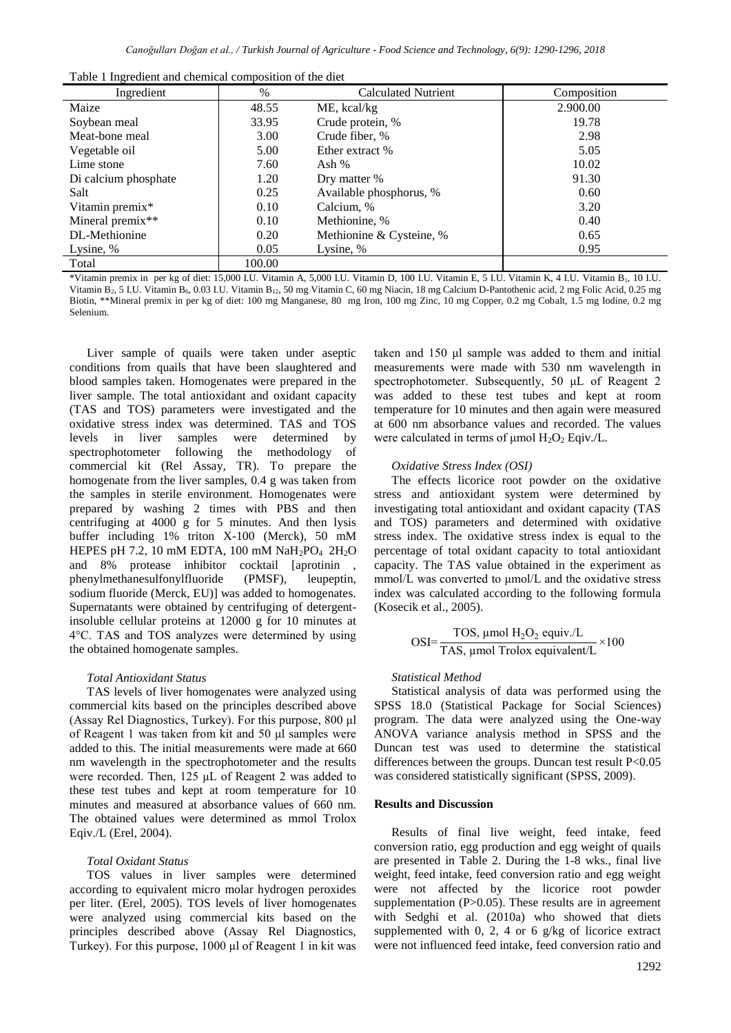Table 1 Ingredient and chemical composition of the diet

| Ingredient | % | Calculated Nutrient | Composition |
|---|---|---|---|
| Maize | 48.55 | ME, kcal/kg | 2.900.00 |
| Soybean meal | 33.95 | Crude protein, % | 19.78 |
| Meat-bone meal | 3.00 | Crude fiber, % | 2.98 |
| Vegetable oil | 5.00 | Ether extract % | 5.05 |
| Lime stone | 7.60 | Ash % | 10.02 |
| Di calcium phosphate | 1.20 | Dry matter % | 91.30 |
| Salt | 0.25 | Available phosphorus, % | 0.60 |
| Vitamin premix* | 0.10 | Calcium, % | 3.20 |
| Mineral premix** | 0.10 | Methionine, % | 0.40 |
| DL-Methionine | 0.20 | Methionine & Cysteine, % | 0.65 |
| Lysine, % | 0.05 | Lysine, % | 0.95 |
| Total | 100.00 | | |

*Vitamin premix in per kg of diet: 15,000 I.U. Vitamin A, 5,000 I.U. Vitamin D, 100 I.U. Vitamin E, 5 I.U. Vitamin K, 4 I.U. Vitamin $B_1$, 10 I.U. Vitamin $B_2$, 5 I.U. Vitamin $B_6$, 0.03 I.U. Vitamin $B_{12}$, 50 mg Vitamin C, 60 mg Niacin, 18 mg Calcium D-Pantothenic acid, 2 mg Folic Acid, 0.25 mg Biotin, **Mineral premix in per kg of diet: 100 mg Manganese, 80 mg Iron, 100 mg Zinc, 10 mg Copper, 0.2 mg Cobalt, 1.5 mg Iodine, 0.2 mg Selenium.

Liver sample of quails were taken under aseptic conditions from quails that have been slaughtered and blood samples taken. Homogenates were prepared in the liver sample. The total antioxidant and oxidant capacity (TAS and TOS) parameters were investigated and the oxidative stress index was determined. TAS and TOS levels in liver samples were determined by spectrophotometer following the methodology of commercial kit (Rel Assay, TR). To prepare the homogenate from the liver samples, 0.4 g was taken from the samples in sterile environment. Homogenates were prepared by washing 2 times with PBS and then centrifuging at 4000 g for 5 minutes. And then lysis buffer including 1% triton X-100 (Merck), 50 mM HEPES pH 7.2, 10 mM EDTA, 100 mM $NaH_2PO_4$ $2H_2O$ and 8% protease inhibitor cocktail [aprotinin , phenylmethanesulfonylfluoride (PMSF), leupeptin, sodium fluoride (Merck, EU)] was added to homogenates. Supernatants were obtained by centrifuging of detergent-insoluble cellular proteins at 12000 g for 10 minutes at 4°C. TAS and TOS analyzes were determined by using the obtained homogenate samples.

### *Total Antioxidant Status*

TAS levels of liver homogenates were analyzed using commercial kits based on the principles described above (Assay Rel Diagnostics, Turkey). For this purpose, 800 µl of Reagent 1 was taken from kit and 50 µl samples were added to this. The initial measurements were made at 660 nm wavelength in the spectrophotometer and the results were recorded. Then, 125 µL of Reagent 2 was added to these test tubes and kept at room temperature for 10 minutes and measured at absorbance values of 660 nm. The obtained values were determined as mmol Trolox Eqiv./L (Erel, 2004).

### *Total Oxidant Status*

TOS values in liver samples were determined according to equivalent micro molar hydrogen peroxides per liter. (Erel, 2005). TOS levels of liver homogenates were analyzed using commercial kits based on the principles described above (Assay Rel Diagnostics, Turkey). For this purpose, 1000 µl of Reagent 1 in kit was taken and 150 µl sample was added to them and initial measurements were made with 530 nm wavelength in spectrophotometer. Subsequently, 50 µL of Reagent 2 was added to these test tubes and kept at room temperature for 10 minutes and then again were measured at 600 nm absorbance values and recorded. The values were calculated in terms of µmol $H_2O_2$ Eqiv./L.

### *Oxidative Stress Index (OSI)*

The effects licorice root powder on the oxidative stress and antioxidant system were determined by investigating total antioxidant and oxidant capacity (TAS and TOS) parameters and determined with oxidative stress index. The oxidative stress index is equal to the percentage of total oxidant capacity to total antioxidant capacity. The TAS value obtained in the experiment as mmol/L was converted to µmol/L and the oxidative stress index was calculated according to the following formula (Kosecik et al., 2005).

$$OSI=\frac{\text{TOS, µmol } H_2O_2 \text{ equiv./L}}{\text{TAS, µmol Trolox equivalent/L}}\times 100$$

### *Statistical Method*

Statistical analysis of data was performed using the SPSS 18.0 (Statistical Package for Social Sciences) program. The data were analyzed using the One-way ANOVA variance analysis method in SPSS and the Duncan test was used to determine the statistical differences between the groups. Duncan test result $P<0.05$ was considered statistically significant (SPSS, 2009).

## **Results and Discussion**

Results of final live weight, feed intake, feed conversion ratio, egg production and egg weight of quails are presented in Table 2. During the 1-8 wks., final live weight, feed intake, feed conversion ratio and egg weight were not affected by the licorice root powder supplementation ($P>0.05$). These results are in agreement with Sedghi et al. (2010a) who showed that diets supplemented with 0, 2, 4 or 6 g/kg of licorice extract were not influenced feed intake, feed conversion ratio and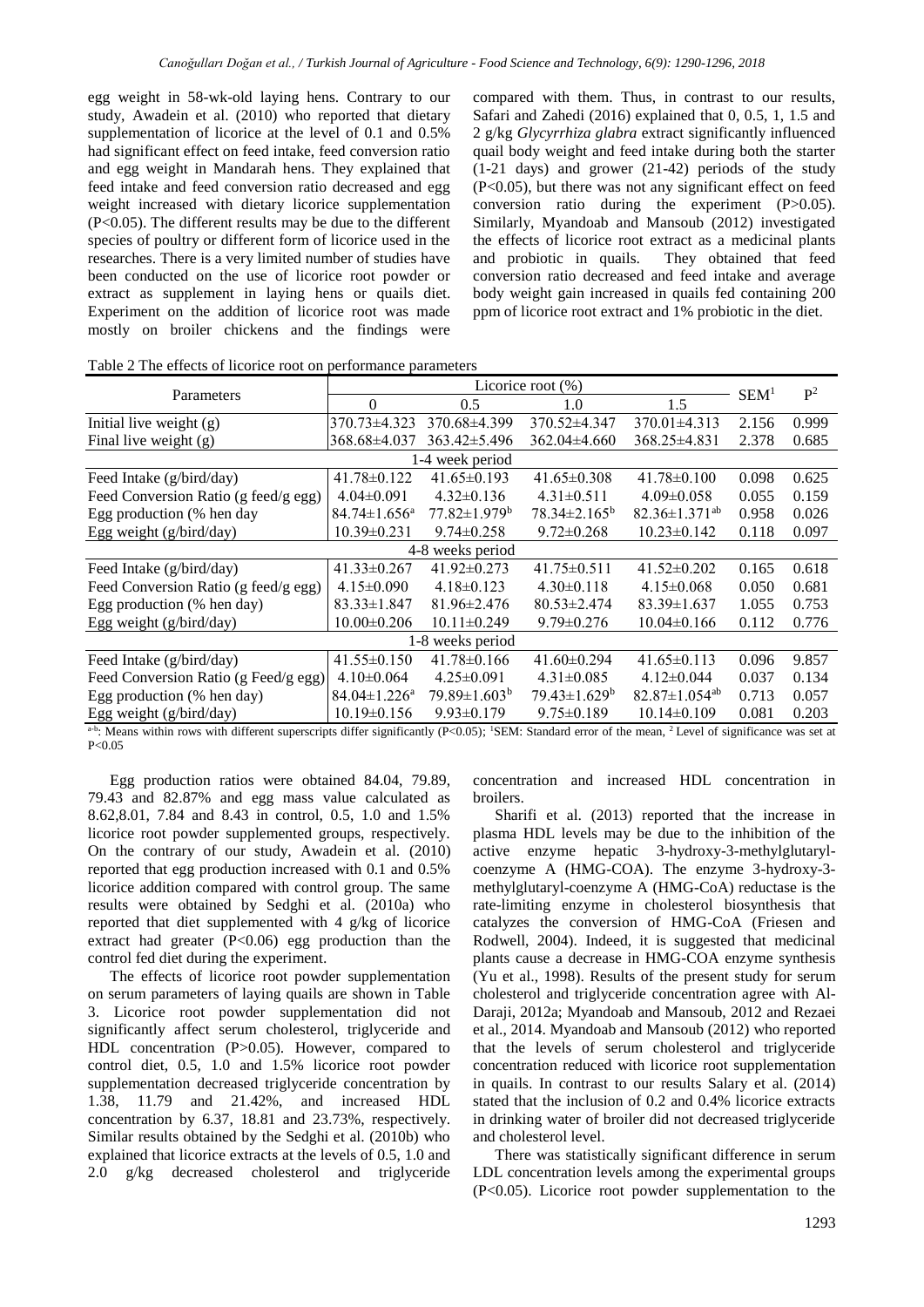egg weight in 58-wk-old laying hens. Contrary to our study, Awadein et al. (2010) who reported that dietary supplementation of licorice at the level of 0.1 and 0.5% had significant effect on feed intake, feed conversion ratio and egg weight in Mandarah hens. They explained that feed intake and feed conversion ratio decreased and egg weight increased with dietary licorice supplementation (P<0.05). The different results may be due to the different species of poultry or different form of licorice used in the researches. There is a very limited number of studies have been conducted on the use of licorice root powder or extract as supplement in laying hens or quails diet. Experiment on the addition of licorice root was made mostly on broiler chickens and the findings were compared with them. Thus, in contrast to our results, Safari and Zahedi (2016) explained that 0, 0.5, 1, 1.5 and 2 g/kg *Glycyrrhiza glabra* extract significantly influenced quail body weight and feed intake during both the starter (1-21 days) and grower (21-42) periods of the study (P<0.05), but there was not any significant effect on feed conversion ratio during the experiment (P>0.05). Similarly, Myandoab and Mansoub (2012) investigated the effects of licorice root extract as a medicinal plants and probiotic in quails. They obtained that feed conversion ratio decreased and feed intake and average body weight gain increased in quails fed containing 200 ppm of licorice root extract and 1% probiotic in the diet.

Table 2 The effects of licorice root on performance parameters

| Parameters | Licorice root (%) | | | | SEM[1] | P[2] |
|---|---|---|---|---|---|---|
| | 0 | 0.5 | 1.0 | 1.5 | | |
| Initial live weight (g) | 370.73±4.323 | 370.68±4.399 | 370.52±4.347 | 370.01±4.313 | 2.156 | 0.999 |
| Final live weight (g) | 368.68±4.037 | 363.42±5.496 | 362.04±4.660 | 368.25±4.831 | 2.378 | 0.685 |
| 1-4 week period | | | | | | |
| Feed Intake (g/bird/day) | 41.78±0.122 | 41.65±0.193 | 41.65±0.308 | 41.78±0.100 | 0.098 | 0.625 |
| Feed Conversion Ratio (g feed/g egg) | 4.04±0.091 | 4.32±0.136 | 4.31±0.511 | 4.09±0.058 | 0.055 | 0.159 |
| Egg production (% hen day | 84.74±1.656[a] | 77.82±1.979[b] | 78.34±2.165[b] | 82.36±1.371[ab] | 0.958 | 0.026 |
| Egg weight (g/bird/day) | 10.39±0.231 | 9.74±0.258 | 9.72±0.268 | 10.23±0.142 | 0.118 | 0.097 |
| 4-8 weeks period | | | | | | |
| Feed Intake (g/bird/day) | 41.33±0.267 | 41.92±0.273 | 41.75±0.511 | 41.52±0.202 | 0.165 | 0.618 |
| Feed Conversion Ratio (g feed/g egg) | 4.15±0.090 | 4.18±0.123 | 4.30±0.118 | 4.15±0.068 | 0.050 | 0.681 |
| Egg production (% hen day) | 83.33±1.847 | 81.96±2.476 | 80.53±2.474 | 83.39±1.637 | 1.055 | 0.753 |
| Egg weight (g/bird/day) | 10.00±0.206 | 10.11±0.249 | 9.79±0.276 | 10.04±0.166 | 0.112 | 0.776 |
| 1-8 weeks period | | | | | | |
| Feed Intake (g/bird/day) | 41.55±0.150 | 41.78±0.166 | 41.60±0.294 | 41.65±0.113 | 0.096 | 9.857 |
| Feed Conversion Ratio (g Feed/g egg) | 4.10±0.064 | 4.25±0.091 | 4.31±0.085 | 4.12±0.044 | 0.037 | 0.134 |
| Egg production (% hen day) | 84.04±1.226[a] | 79.89±1.603[b] | 79.43±1.629[b] | 82.87±1.054[ab] | 0.713 | 0.057 |
| Egg weight (g/bird/day) | 10.19±0.156 | 9.93±0.179 | 9.75±0.189 | 10.14±0.109 | 0.081 | 0.203 |

[a-b]: Means within rows with different superscripts differ significantly (P<0.05); [1]SEM: Standard error of the mean, [2] Level of significance was set at P<0.05

Egg production ratios were obtained 84.04, 79.89, 79.43 and 82.87% and egg mass value calculated as 8.62,8.01, 7.84 and 8.43 in control, 0.5, 1.0 and 1.5% licorice root powder supplemented groups, respectively. On the contrary of our study, Awadein et al. (2010) reported that egg production increased with 0.1 and 0.5% licorice addition compared with control group. The same results were obtained by Sedghi et al. (2010a) who reported that diet supplemented with 4 g/kg of licorice extract had greater (P<0.06) egg production than the control fed diet during the experiment.

The effects of licorice root powder supplementation on serum parameters of laying quails are shown in Table 3. Licorice root powder supplementation did not significantly affect serum cholesterol, triglyceride and HDL concentration (P>0.05). However, compared to control diet, 0.5, 1.0 and 1.5% licorice root powder supplementation decreased triglyceride concentration by 1.38, 11.79 and 21.42%, and increased HDL concentration by 6.37, 18.81 and 23.73%, respectively. Similar results obtained by the Sedghi et al. (2010b) who explained that licorice extracts at the levels of 0.5, 1.0 and 2.0 g/kg decreased cholesterol and triglyceride concentration and increased HDL concentration in broilers.

Sharifi et al. (2013) reported that the increase in plasma HDL levels may be due to the inhibition of the active enzyme hepatic 3-hydroxy-3-methylglutaryl-coenzyme A (HMG-COA). The enzyme 3-hydroxy-3-methylglutaryl-coenzyme A (HMG-CoA) reductase is the rate-limiting enzyme in cholesterol biosynthesis that catalyzes the conversion of HMG-CoA (Friesen and Rodwell, 2004). Indeed, it is suggested that medicinal plants cause a decrease in HMG-COA enzyme synthesis (Yu et al., 1998). Results of the present study for serum cholesterol and triglyceride concentration agree with Al-Daraji, 2012a; Myandoab and Mansoub, 2012 and Rezaei et al., 2014. Myandoab and Mansoub (2012) who reported that the levels of serum cholesterol and triglyceride concentration reduced with licorice root supplementation in quails. In contrast to our results Salary et al. (2014) stated that the inclusion of 0.2 and 0.4% licorice extracts in drinking water of broiler did not decreased triglyceride and cholesterol level.

There was statistically significant difference in serum LDL concentration levels among the experimental groups (P<0.05). Licorice root powder supplementation to the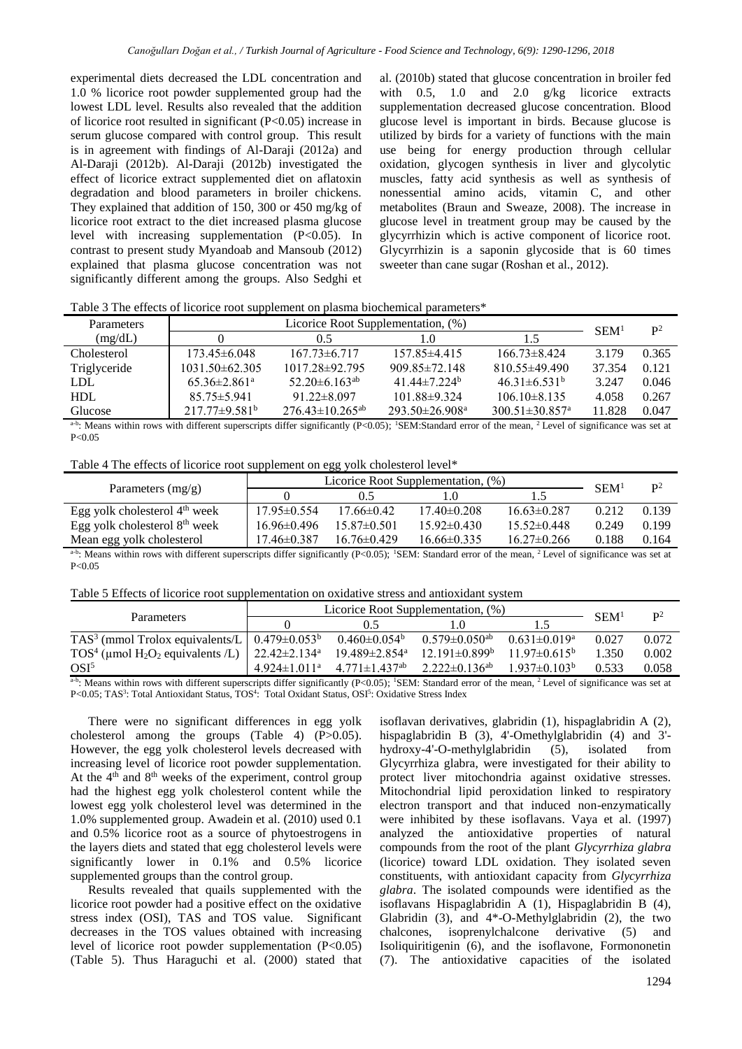experimental diets decreased the LDL concentration and 1.0 % licorice root powder supplemented group had the lowest LDL level. Results also revealed that the addition of licorice root resulted in significant ($P<0.05$) increase in serum glucose compared with control group. This result is in agreement with findings of Al-Daraji (2012a) and Al-Daraji (2012b). Al-Daraji (2012b) investigated the effect of licorice extract supplemented diet on aflatoxin degradation and blood parameters in broiler chickens. They explained that addition of 150, 300 or 450 mg/kg of licorice root extract to the diet increased plasma glucose level with increasing supplementation ($P<0.05$). In contrast to present study Myandoab and Mansoub (2012) explained that plasma glucose concentration was not significantly different among the groups. Also Sedghi et al. (2010b) stated that glucose concentration in broiler fed with 0.5, 1.0 and 2.0 g/kg licorice extracts supplementation decreased glucose concentration. Blood glucose level is important in birds. Because glucose is utilized by birds for a variety of functions with the main use being for energy production through cellular oxidation, glycogen synthesis in liver and glycolytic muscles, fatty acid synthesis as well as synthesis of nonessential amino acids, vitamin C, and other metabolites (Braun and Sweaze, 2008). The increase in glucose level in treatment group may be caused by the glycyrrhizin which is active component of licorice root. Glycyrrhizin is a saponin glycoside that is 60 times sweeter than cane sugar (Roshan et al., 2012).

Table 3 The effects of licorice root supplement on plasma biochemical parameters*

| Parameters (mg/dL) | Licorice Root Supplementation, (%) | | | | SEM[1] | P[2] |
|---|---|---|---|---|---|---|
| | 0 | 0.5 | 1.0 | 1.5 | | |
| Cholesterol | 173.45±6.048 | 167.73±6.717 | 157.85±4.415 | 166.73±8.424 | 3.179 | 0.365 |
| Triglyceride | 1031.50±62.305 | 1017.28±92.795 | 909.85±72.148 | 810.55±49.490 | 37.354 | 0.121 |
| LDL | 65.36±2.861[a] | 52.20±6.163[ab] | 41.44±7.224[b] | 46.31±6.531[b] | 3.247 | 0.046 |
| HDL | 85.75±5.941 | 91.22±8.097 | 101.88±9.324 | 106.10±8.135 | 4.058 | 0.267 |
| Glucose | 217.77±9.581[b] | 276.43±10.265[ab] | 293.50±26.908[a] | 300.51±30.857[a] | 11.828 | 0.047 |

[a-b]: Means within rows with different superscripts differ significantly ($P<0.05$); [1]SEM:Standard error of the mean, [2] Level of significance was set at $P<0.05$

Table 4 The effects of licorice root supplement on egg yolk cholesterol level*

| Parameters (mg/g) | Licorice Root Supplementation, (%) | | | | SEM[1] | P[2] |
|---|---|---|---|---|---|---|
| | 0 | 0.5 | 1.0 | 1.5 | | |
| Egg yolk cholesterol 4[th] week | 17.95±0.554 | 17.66±0.42 | 17.40±0.208 | 16.63±0.287 | 0.212 | 0.139 |
| Egg yolk cholesterol 8[th] week | 16.96±0.496 | 15.87±0.501 | 15.92±0.430 | 15.52±0.448 | 0.249 | 0.199 |
| Mean egg yolk cholesterol | 17.46±0.387 | 16.76±0.429 | 16.66±0.335 | 16.27±0.266 | 0.188 | 0.164 |

[a-b]: Means within rows with different superscripts differ significantly ($P<0.05$); [1]SEM: Standard error of the mean, [2] Level of significance was set at $P<0.05$

Table 5 Effects of licorice root supplementation on oxidative stress and antioxidant system

| Parameters | Licorice Root Supplementation, (%) | | | | SEM[1] | P[2] |
|---|---|---|---|---|---|---|
| | 0 | 0.5 | 1.0 | 1.5 | | |
| TAS[3] (mmol Trolox equivalents/L) | 0.479±0.053[b] | 0.460±0.054[b] | 0.579±0.050[ab] | 0.631±0.019[a] | 0.027 | 0.072 |
| TOS[4] (μmol $H_2O_2$ equivalents /L) | 22.42±2.134[a] | 19.489±2.854[a] | 12.191±0.899[b] | 11.97±0.615[b] | 1.350 | 0.002 |
| OSI[5] | 4.924±1.011[a] | 4.771±1.437[ab] | 2.222±0.136[ab] | 1.937±0.103[b] | 0.533 | 0.058 |

[a-b]: Means within rows with different superscripts differ significantly ($P<0.05$); [1]SEM: Standard error of the mean, [2] Level of significance was set at $P<0.05$; TAS[3]: Total Antioxidant Status, TOS[4]: Total Oxidant Status, OSI[5]: Oxidative Stress Index

There were no significant differences in egg yolk cholesterol among the groups (Table 4) ($P>0.05$). However, the egg yolk cholesterol levels decreased with increasing level of licorice root powder supplementation. At the 4[th] and 8[th] weeks of the experiment, control group had the highest egg yolk cholesterol content while the lowest egg yolk cholesterol level was determined in the 1.0% supplemented group. Awadein et al. (2010) used 0.1 and 0.5% licorice root as a source of phytoestrogens in the layers diets and stated that egg cholesterol levels were significantly lower in 0.1% and 0.5% licorice supplemented groups than the control group.

Results revealed that quails supplemented with the licorice root powder had a positive effect on the oxidative stress index (OSI), TAS and TOS value. Significant decreases in the TOS values obtained with increasing level of licorice root powder supplementation ($P<0.05$) (Table 5). Thus Haraguchi et al. (2000) stated that isoflavan derivatives, glabridin (1), hispaglabridin A (2), hispaglabridin B (3), 4'-Omethylglabridin (4) and 3'-hydroxy-4'-O-methylglabridin (5), isolated from Glycyrrhiza glabra, were investigated for their ability to protect liver mitochondria against oxidative stresses. Mitochondrial lipid peroxidation linked to respiratory electron transport and that induced non-enzymatically were inhibited by these isoflavans. Vaya et al. (1997) analyzed the antioxidative properties of natural compounds from the root of the plant *Glycyrrhiza glabra* (licorice) toward LDL oxidation. They isolated seven constituents, with antioxidant capacity from *Glycyrrhiza glabra*. The isolated compounds were identified as the isoflavans Hispaglabridin A (1), Hispaglabridin B (4), Glabridin (3), and 4*-O-Methylglabridin (2), the two chalcones, isoprenylchalcone derivative (5) and Isoliquiritigenin (6), and the isoflavone, Formononetin (7). The antioxidative capacities of the isolated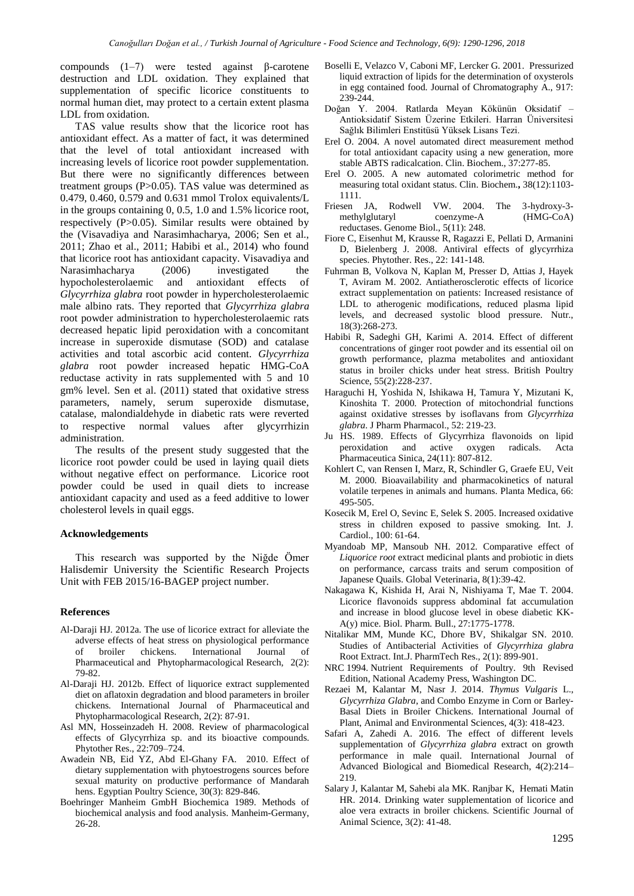compounds (1–7) were tested against β-carotene destruction and LDL oxidation. They explained that supplementation of specific licorice constituents to normal human diet, may protect to a certain extent plasma LDL from oxidation.

TAS value results show that the licorice root has antioxidant effect. As a matter of fact, it was determined that the level of total antioxidant increased with increasing levels of licorice root powder supplementation. But there were no significantly differences between treatment groups ($P>0.05$). TAS value was determined as 0.479, 0.460, 0.579 and 0.631 mmol Trolox equivalents/L in the groups containing 0, 0.5, 1.0 and 1.5% licorice root, respectively ($P>0.05$). Similar results were obtained by the (Visavadiya and Narasimhacharya, 2006; Sen et al., 2011; Zhao et al., 2011; Habibi et al., 2014) who found that licorice root has antioxidant capacity. Visavadiya and Narasimhacharya (2006) investigated the hypocholesterolaemic and antioxidant effects of *Glycyrrhiza glabra* root powder in hypercholesterolaemic male albino rats. They reported that *Glycyrrhiza glabra* root powder administration to hypercholesterolaemic rats decreased hepatic lipid peroxidation with a concomitant increase in superoxide dismutase (SOD) and catalase activities and total ascorbic acid content. *Glycyrrhiza glabra* root powder increased hepatic HMG-CoA reductase activity in rats supplemented with 5 and 10 gm% level. Sen et al. (2011) stated that oxidative stress parameters, namely, serum superoxide dismutase, catalase, malondialdehyde in diabetic rats were reverted to respective normal values after glycyrrhizin administration.

The results of the present study suggested that the licorice root powder could be used in laying quail diets without negative effect on performance. Licorice root powder could be used in quail diets to increase antioxidant capacity and used as a feed additive to lower cholesterol levels in quail eggs.

## Acknowledgements

This research was supported by the Niğde Ömer Halisdemir University the Scientific Research Projects Unit with FEB 2015/16-BAGEP project number.

## References

Al-Daraji HJ. 2012a. The use of licorice extract for alleviate the adverse effects of heat stress on physiological performance of broiler chickens. International Journal of Pharmaceutical and Phytopharmacological Research, 2(2): 79-82.

Al-Daraji HJ. 2012b. Effect of liquorice extract supplemented diet on aflatoxin degradation and blood parameters in broiler chickens. International Journal of Pharmaceutical and Phytopharmacological Research, 2(2): 87-91.

Asl MN, Hosseinzadeh H. 2008. Review of pharmacological effects of Glycyrrhiza sp. and its bioactive compounds. Phytother Res., 22:709–724.

Awadein NB, Eid YZ, Abd El-Ghany FA. 2010. Effect of dietary supplementation with phytoestrogens sources before sexual maturity on productive performance of Mandarah hens. Egyptian Poultry Science, 30(3): 829-846.

Boehringer Manheim GmbH Biochemica 1989. Methods of biochemical analysis and food analysis. Manheim-Germany, 26-28.

Boselli E, Velazco V, Caboni MF, Lercker G. 2001. Pressurized liquid extraction of lipids for the determination of oxysterols in egg contained food. Journal of Chromatography A., 917: 239-244.

Doğan Y. 2004. Ratlarda Meyan Kökünün Oksidatif – Antioksidatif Sistem Üzerine Etkileri. Harran Üniversitesi Sağlık Bilimleri Enstitüsü Yüksek Lisans Tezi.

Erel O. 2004. A novel automated direct measurement method for total antioxidant capacity using a new generation, more stable ABTS radicalcation. Clin. Biochem., 37:277-85.

Erel O. 2005. A new automated colorimetric method for measuring total oxidant status. Clin. Biochem., 38(12):1103-1111.

Friesen JA, Rodwell VW. 2004. The 3-hydroxy-3-methylglutaryl coenzyme-A (HMG-CoA) reductases. Genome Biol., 5(11): 248.

Fiore C, Eisenhut M, Krausse R, Ragazzi E, Pellati D, Armanini D, Bielenberg J. 2008. Antiviral effects of glycyrrhiza species. Phytother. Res., 22: 141-148.

Fuhrman B, Volkova N, Kaplan M, Presser D, Attias J, Hayek T, Aviram M. 2002. Antiatherosclerotic effects of licorice extract supplementation on patients: Increased resistance of LDL to atherogenic modifications, reduced plasma lipid levels, and decreased systolic blood pressure. Nutr., 18(3):268-273.

Habibi R, Sadeghi GH, Karimi A. 2014. Effect of different concentrations of ginger root powder and its essential oil on growth performance, plazma metabolites and antioxidant status in broiler chicks under heat stress. British Poultry Science, 55(2):228-237.

Haraguchi H, Yoshida N, Ishikawa H, Tamura Y, Mizutani K, Kinoshita T. 2000. Protection of mitochondrial functions against oxidative stresses by isoflavans from *Glycyrrhiza glabra*. J Pharm Pharmacol., 52: 219-23.

Ju HS. 1989. Effects of Glycyrrhiza flavonoids on lipid peroxidation and active oxygen radicals. Acta Pharmaceutica Sinica, 24(11): 807-812.

Kohlert C, van Rensen I, Marz, R, Schindler G, Graefe EU, Veit M. 2000. Bioavailability and pharmacokinetics of natural volatile terpenes in animals and humans. Planta Medica, 66: 495-505.

Kosecik M, Erel O, Sevinc E, Selek S. 2005. Increased oxidative stress in children exposed to passive smoking. Int. J. Cardiol., 100: 61-64.

Myandoab MP, Mansoub NH. 2012. Comparative effect of *Liquorice root* extract medicinal plants and probiotic in diets on performance, carcass traits and serum composition of Japanese Quails. Global Veterinaria, 8(1):39-42.

Nakagawa K, Kishida H, Arai N, Nishiyama T, Mae T. 2004. Licorice flavonoids suppress abdominal fat accumulation and increase in blood glucose level in obese diabetic KK-A(y) mice. Biol. Pharm. Bull., 27:1775-1778.

Nitalikar MM, Munde KC, Dhore BV, Shikalgar SN. 2010. Studies of Antibacterial Activities of *Glycyrrhiza glabra* Root Extract. Int.J. PharmTech Res., 2(1): 899-901.

NRC 1994. Nutrient Requirements of Poultry. 9th Revised Edition, National Academy Press, Washington DC.

Rezaei M, Kalantar M, Nasr J. 2014. *Thymus Vulgaris* L., *Glycyrrhiza Glabra*, and Combo Enzyme in Corn or Barley-Basal Diets in Broiler Chickens. International Journal of Plant, Animal and Environmental Sciences, 4(3): 418-423.

Safari A, Zahedi A. 2016. The effect of different levels supplementation of *Glycyrrhiza glabra* extract on growth performance in male quail. International Journal of Advanced Biological and Biomedical Research, 4(2):214–219.

Salary J, Kalantar M, Sahebi ala MK. Ranjbar K, Hemati Matin HR. 2014. Drinking water supplementation of licorice and aloe vera extracts in broiler chickens. Scientific Journal of Animal Science, 3(2): 41-48.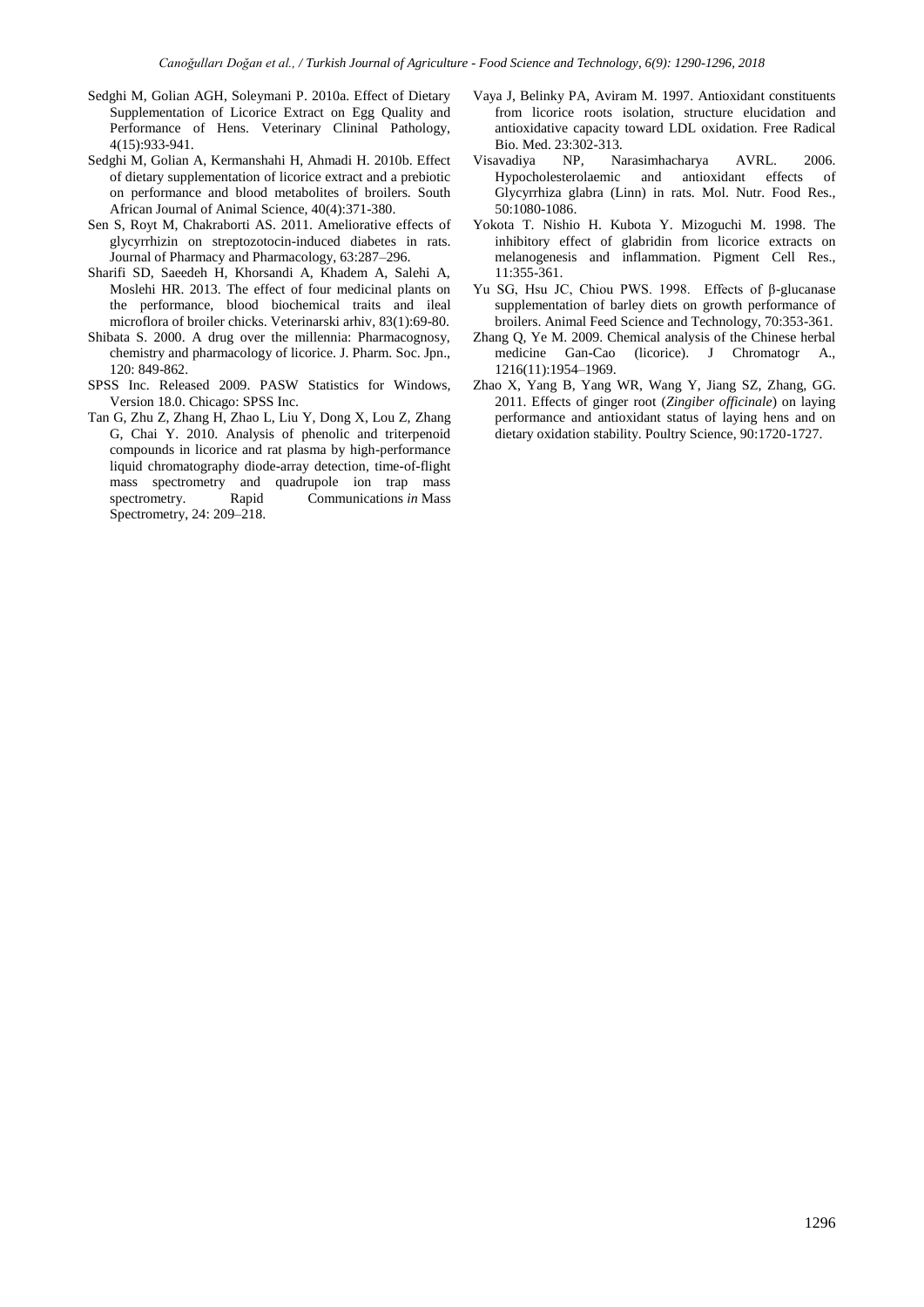Sedghi M, Golian AGH, Soleymani P. 2010a. Effect of Dietary Supplementation of Licorice Extract on Egg Quality and Performance of Hens. Veterinary Clininal Pathology, 4(15):933-941.

Sedghi M, Golian A, Kermanshahi H, Ahmadi H. 2010b. Effect of dietary supplementation of licorice extract and a prebiotic on performance and blood metabolites of broilers. South African Journal of Animal Science, 40(4):371-380.

Sen S, Royt M, Chakraborti AS. 2011. Ameliorative effects of glycyrrhizin on streptozotocin-induced diabetes in rats. Journal of Pharmacy and Pharmacology, 63:287–296.

Sharifi SD, Saeedeh H, Khorsandi A, Khadem A, Salehi A, Moslehi HR. 2013. The effect of four medicinal plants on the performance, blood biochemical traits and ileal microflora of broiler chicks. Veterinarski arhiv, 83(1):69-80.

Shibata S. 2000. A drug over the millennia: Pharmacognosy, chemistry and pharmacology of licorice. J. Pharm. Soc. Jpn., 120: 849-862.

SPSS Inc. Released 2009. PASW Statistics for Windows, Version 18.0. Chicago: SPSS Inc.

Tan G, Zhu Z, Zhang H, Zhao L, Liu Y, Dong X, Lou Z, Zhang G, Chai Y. 2010. Analysis of phenolic and triterpenoid compounds in licorice and rat plasma by high-performance liquid chromatography diode-array detection, time-of-flight mass spectrometry and quadrupole ion trap mass spectrometry. Rapid Communications *in* Mass Spectrometry, 24: 209–218.

Vaya J, Belinky PA, Aviram M. 1997. Antioxidant constituents from licorice roots isolation, structure elucidation and antioxidative capacity toward LDL oxidation. Free Radical Bio. Med. 23:302-313.

Visavadiya NP, Narasimhacharya AVRL. 2006. Hypocholesterolaemic and antioxidant effects of Glycyrrhiza glabra (Linn) in rats. Mol. Nutr. Food Res., 50:1080-1086.

Yokota T. Nishio H. Kubota Y. Mizoguchi M. 1998. The inhibitory effect of glabridin from licorice extracts on melanogenesis and inflammation. Pigment Cell Res., 11:355-361.

Yu SG, Hsu JC, Chiou PWS. 1998. Effects of β-glucanase supplementation of barley diets on growth performance of broilers. Animal Feed Science and Technology, 70:353-361.

Zhang Q, Ye M. 2009. Chemical analysis of the Chinese herbal medicine Gan-Cao (licorice). J Chromatogr A., 1216(11):1954–1969.

Zhao X, Yang B, Yang WR, Wang Y, Jiang SZ, Zhang, GG. 2011. Effects of ginger root (*Zingiber officinale*) on laying performance and antioxidant status of laying hens and on dietary oxidation stability. Poultry Science, 90:1720-1727.